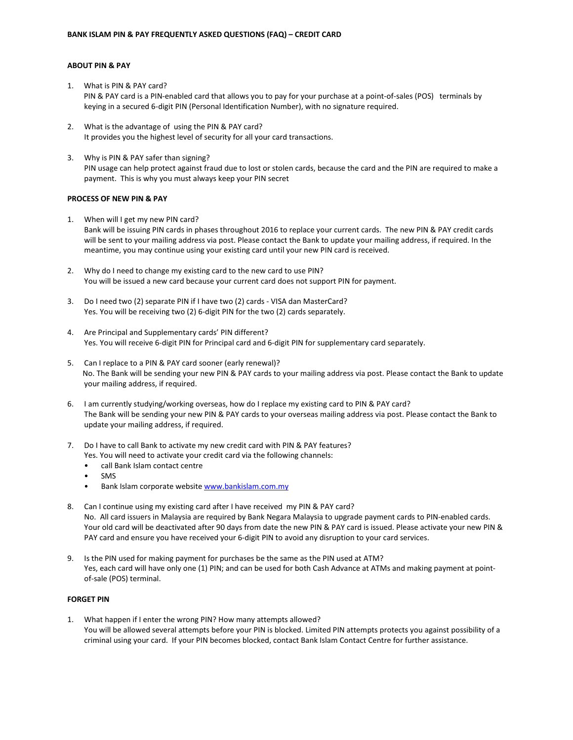# BANK ISLAM PIN & PAY FREQUENTLY ASKED QUESTIONS (FAQ) – CREDIT CARD

## ABOUT PIN & PAY

1. What is PIN & PAY card?
   PIN & PAY card is a PIN-enabled card that allows you to pay for your purchase at a point-of-sales (POS) terminals by keying in a secured 6-digit PIN (Personal Identification Number), with no signature required.

2. What is the advantage of using the PIN & PAY card?
   It provides you the highest level of security for all your card transactions.

3. Why is PIN & PAY safer than signing?
   PIN usage can help protect against fraud due to lost or stolen cards, because the card and the PIN are required to make a payment. This is why you must always keep your PIN secret

## PROCESS OF NEW PIN & PAY

1. When will I get my new PIN card?
   Bank will be issuing PIN cards in phases throughout 2016 to replace your current cards. The new PIN & PAY credit cards will be sent to your mailing address via post. Please contact the Bank to update your mailing address, if required. In the meantime, you may continue using your existing card until your new PIN card is received.

2. Why do I need to change my existing card to the new card to use PIN?
   You will be issued a new card because your current card does not support PIN for payment.

3. Do I need two (2) separate PIN if I have two (2) cards - VISA dan MasterCard?
   Yes. You will be receiving two (2) 6-digit PIN for the two (2) cards separately.

4. Are Principal and Supplementary cards' PIN different?
   Yes. You will receive 6-digit PIN for Principal card and 6-digit PIN for supplementary card separately.

5. Can I replace to a PIN & PAY card sooner (early renewal)?
   No. The Bank will be sending your new PIN & PAY cards to your mailing address via post. Please contact the Bank to update your mailing address, if required.

6. I am currently studying/working overseas, how do I replace my existing card to PIN & PAY card?
   The Bank will be sending your new PIN & PAY cards to your overseas mailing address via post. Please contact the Bank to update your mailing address, if required.

7. Do I have to call Bank to activate my new credit card with PIN & PAY features?
   Yes. You will need to activate your credit card via the following channels:
   - call Bank Islam contact centre
   - SMS
   - Bank Islam corporate website www.bankislam.com.my

8. Can I continue using my existing card after I have received my PIN & PAY card?
   No. All card issuers in Malaysia are required by Bank Negara Malaysia to upgrade payment cards to PIN-enabled cards. Your old card will be deactivated after 90 days from date the new PIN & PAY card is issued. Please activate your new PIN & PAY card and ensure you have received your 6-digit PIN to avoid any disruption to your card services.

9. Is the PIN used for making payment for purchases be the same as the PIN used at ATM?
   Yes, each card will have only one (1) PIN; and can be used for both Cash Advance at ATMs and making payment at point-of-sale (POS) terminal.

## FORGET PIN

1. What happen if I enter the wrong PIN? How many attempts allowed?
   You will be allowed several attempts before your PIN is blocked. Limited PIN attempts protects you against possibility of a criminal using your card. If your PIN becomes blocked, contact Bank Islam Contact Centre for further assistance.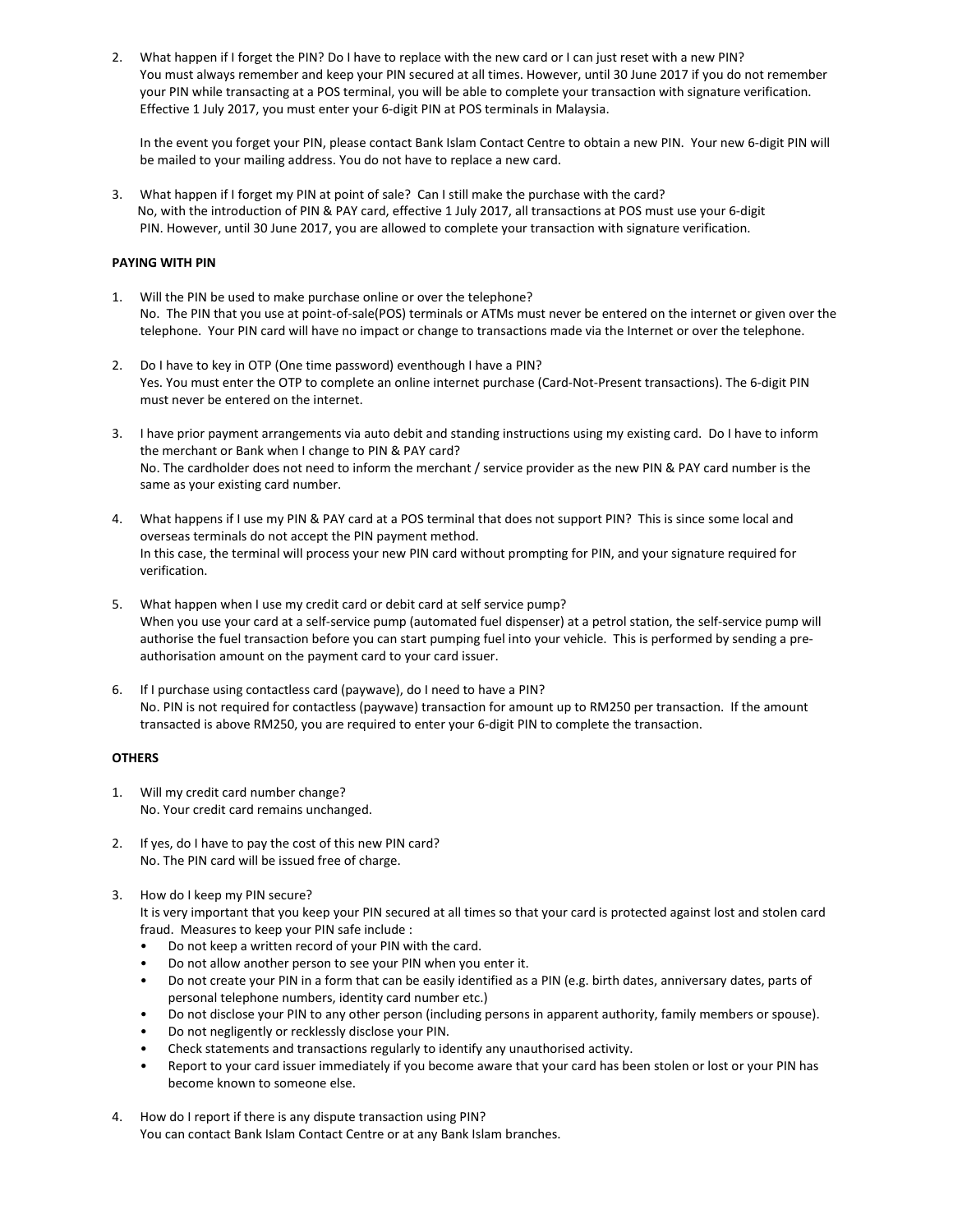2. What happen if I forget the PIN? Do I have to replace with the new card or I can just reset with a new PIN?
   You must always remember and keep your PIN secured at all times. However, until 30 June 2017 if you do not remember your PIN while transacting at a POS terminal, you will be able to complete your transaction with signature verification. Effective 1 July 2017, you must enter your 6-digit PIN at POS terminals in Malaysia.

   In the event you forget your PIN, please contact Bank Islam Contact Centre to obtain a new PIN. Your new 6-digit PIN will be mailed to your mailing address. You do not have to replace a new card.

3. What happen if I forget my PIN at point of sale? Can I still make the purchase with the card?
   No, with the introduction of PIN & PAY card, effective 1 July 2017, all transactions at POS must use your 6-digit PIN. However, until 30 June 2017, you are allowed to complete your transaction with signature verification.

**PAYING WITH PIN**

1. Will the PIN be used to make purchase online or over the telephone?
   No. The PIN that you use at point-of-sale(POS) terminals or ATMs must never be entered on the internet or given over the telephone. Your PIN card will have no impact or change to transactions made via the Internet or over the telephone.

2. Do I have to key in OTP (One time password) eventhough I have a PIN?
   Yes. You must enter the OTP to complete an online internet purchase (Card-Not-Present transactions). The 6-digit PIN must never be entered on the internet.

3. I have prior payment arrangements via auto debit and standing instructions using my existing card. Do I have to inform the merchant or Bank when I change to PIN & PAY card?
   No. The cardholder does not need to inform the merchant / service provider as the new PIN & PAY card number is the same as your existing card number.

4. What happens if I use my PIN & PAY card at a POS terminal that does not support PIN? This is since some local and overseas terminals do not accept the PIN payment method.
   In this case, the terminal will process your new PIN card without prompting for PIN, and your signature required for verification.

5. What happen when I use my credit card or debit card at self service pump?
   When you use your card at a self-service pump (automated fuel dispenser) at a petrol station, the self-service pump will authorise the fuel transaction before you can start pumping fuel into your vehicle. This is performed by sending a pre-authorisation amount on the payment card to your card issuer.

6. If I purchase using contactless card (paywave), do I need to have a PIN?
   No. PIN is not required for contactless (paywave) transaction for amount up to RM250 per transaction. If the amount transacted is above RM250, you are required to enter your 6-digit PIN to complete the transaction.

**OTHERS**

1. Will my credit card number change?
   No. Your credit card remains unchanged.

2. If yes, do I have to pay the cost of this new PIN card?
   No. The PIN card will be issued free of charge.

3. How do I keep my PIN secure?
   It is very important that you keep your PIN secured at all times so that your card is protected against lost and stolen card fraud. Measures to keep your PIN safe include :
   - Do not keep a written record of your PIN with the card.
   - Do not allow another person to see your PIN when you enter it.
   - Do not create your PIN in a form that can be easily identified as a PIN (e.g. birth dates, anniversary dates, parts of personal telephone numbers, identity card number etc.)
   - Do not disclose your PIN to any other person (including persons in apparent authority, family members or spouse).
   - Do not negligently or recklessly disclose your PIN.
   - Check statements and transactions regularly to identify any unauthorised activity.
   - Report to your card issuer immediately if you become aware that your card has been stolen or lost or your PIN has become known to someone else.

4. How do I report if there is any dispute transaction using PIN?
   You can contact Bank Islam Contact Centre or at any Bank Islam branches.